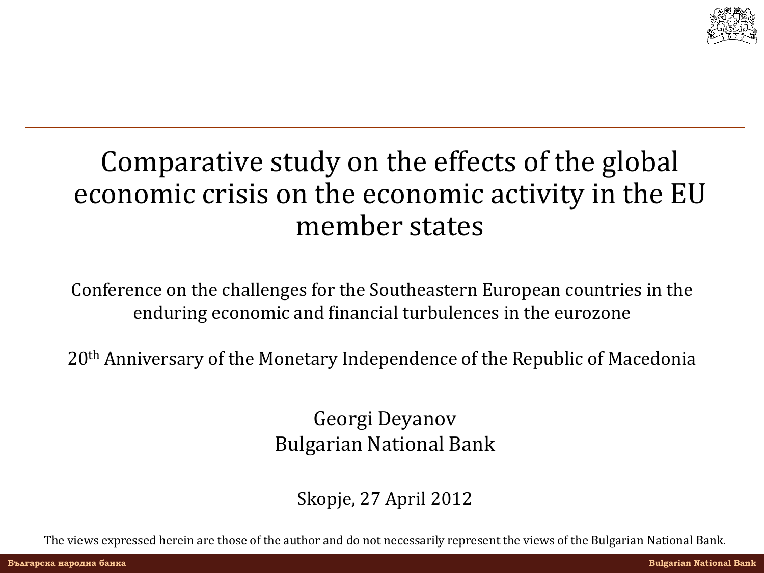# Comparative study on the effects of the global economic crisis on the economic activity in the EU member states

Conference on the challenges for the Southeastern European countries in the enduring economic and financial turbulences in the eurozone

20th Anniversary of the Monetary Independence of the Republic of Macedonia

Georgi Deyanov
Bulgarian National Bank

Skopje, 27 April 2012

The views expressed herein are those of the author and do not necessarily represent the views of the Bulgarian National Bank.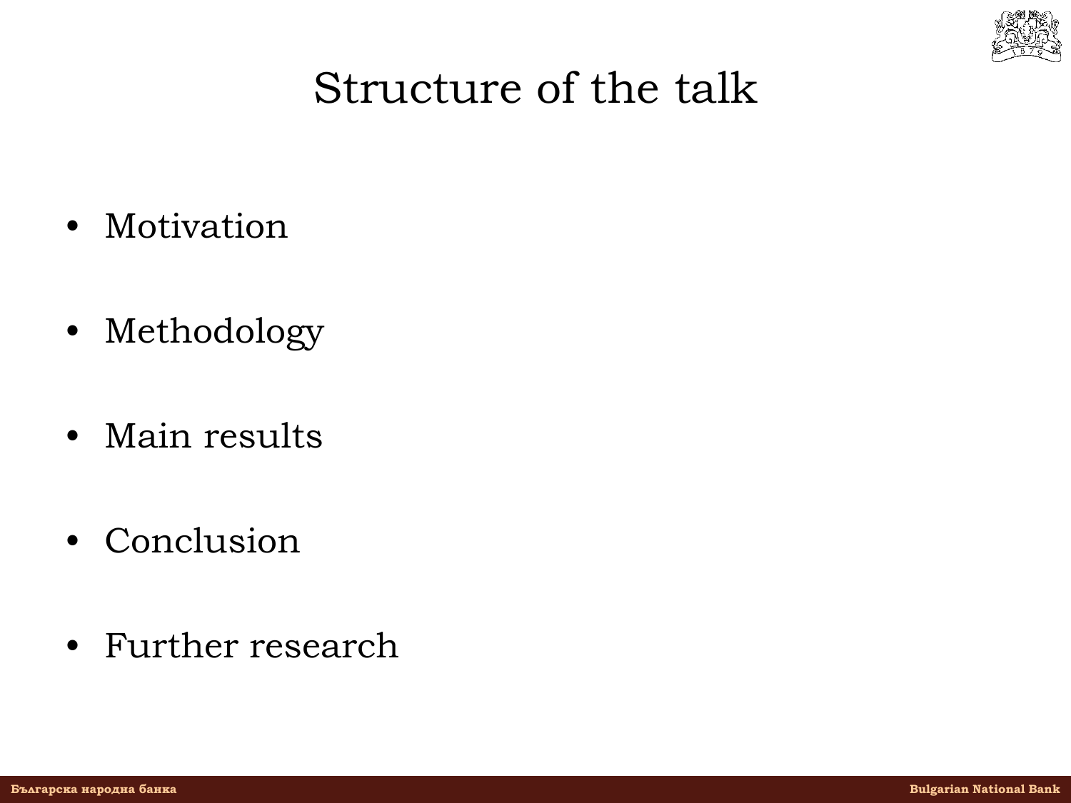# Structure of the talk

- Motivation
- Methodology
- Main results
- Conclusion
- Further research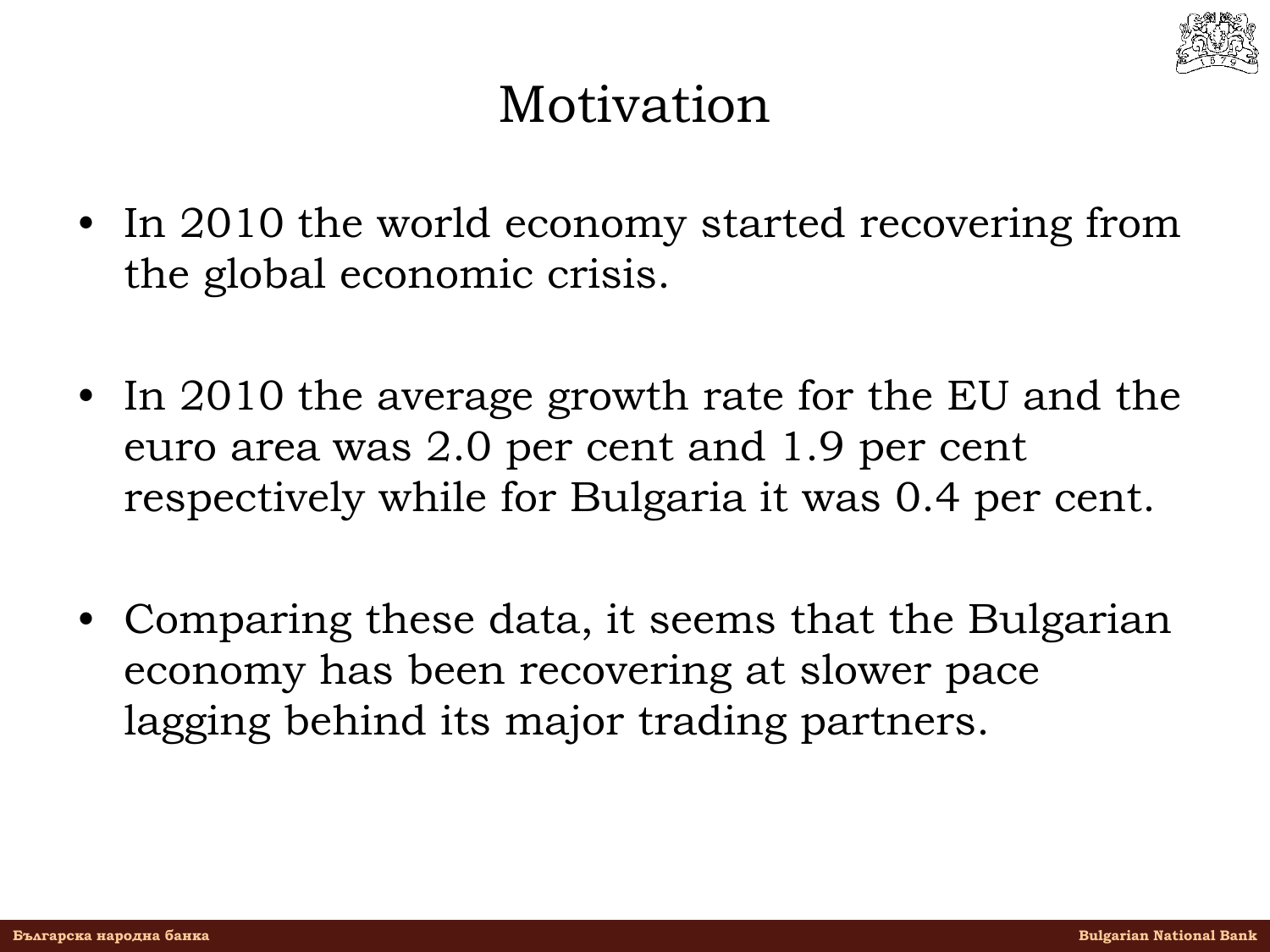# Motivation

- In 2010 the world economy started recovering from the global economic crisis.
- In 2010 the average growth rate for the EU and the euro area was 2.0 per cent and 1.9 per cent respectively while for Bulgaria it was 0.4 per cent.
- Comparing these data, it seems that the Bulgarian economy has been recovering at slower pace lagging behind its major trading partners.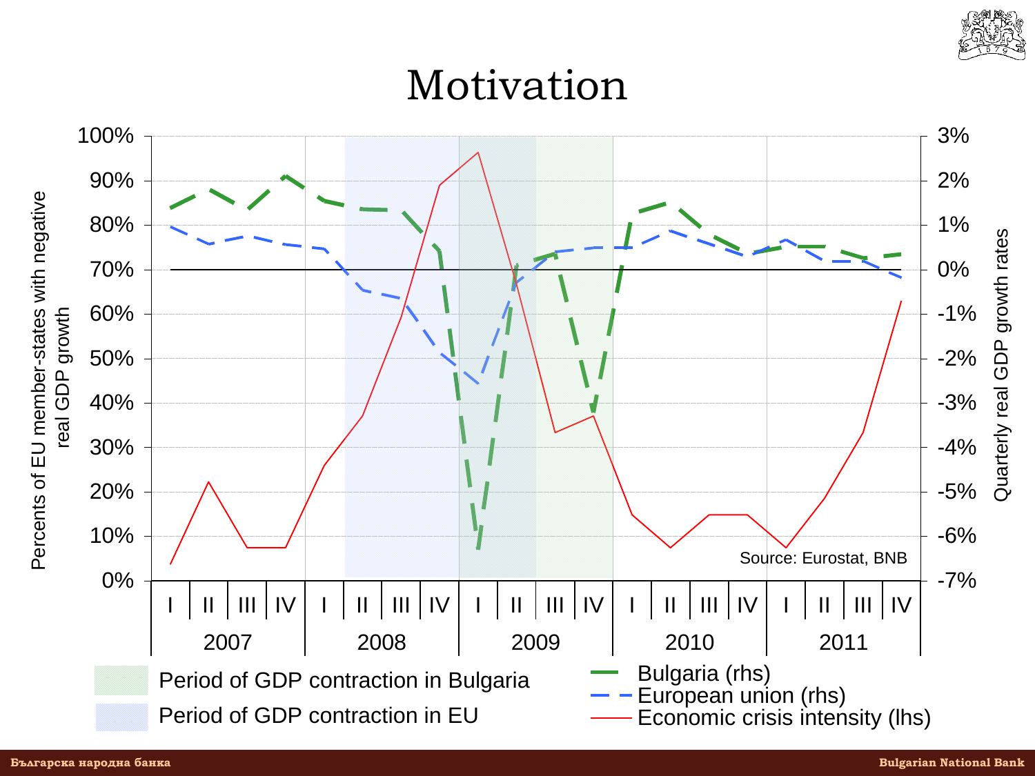# Motivation

Percents of EU member-states with negative real GDP growth

Quarterly real GDP growth rates

Source: Eurostat, BNB

Period of GDP contraction in Bulgaria

Period of GDP contraction in EU

Bulgaria (rhs)

European union (rhs)

Economic crisis intensity (lhs)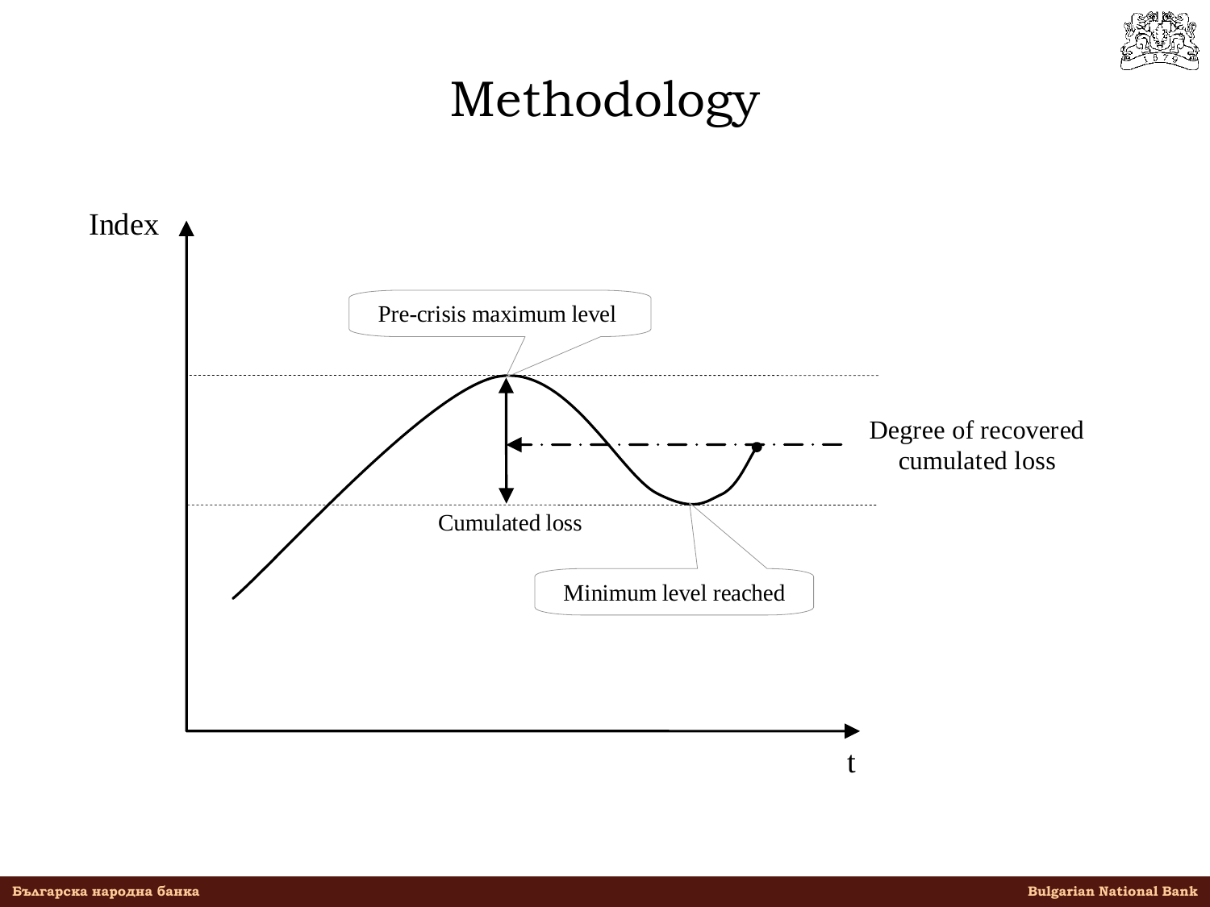# Methodology

Index

Pre-crisis maximum level

Degree of recovered cumulated loss

Cumulated loss

Minimum level reached

t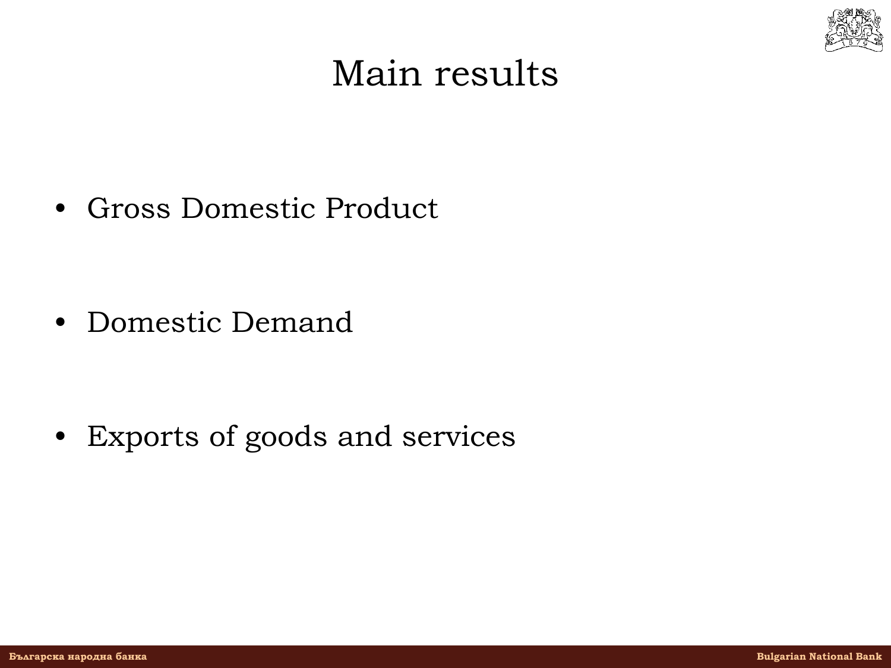# Main results

- Gross Domestic Product

- Domestic Demand

- Exports of goods and services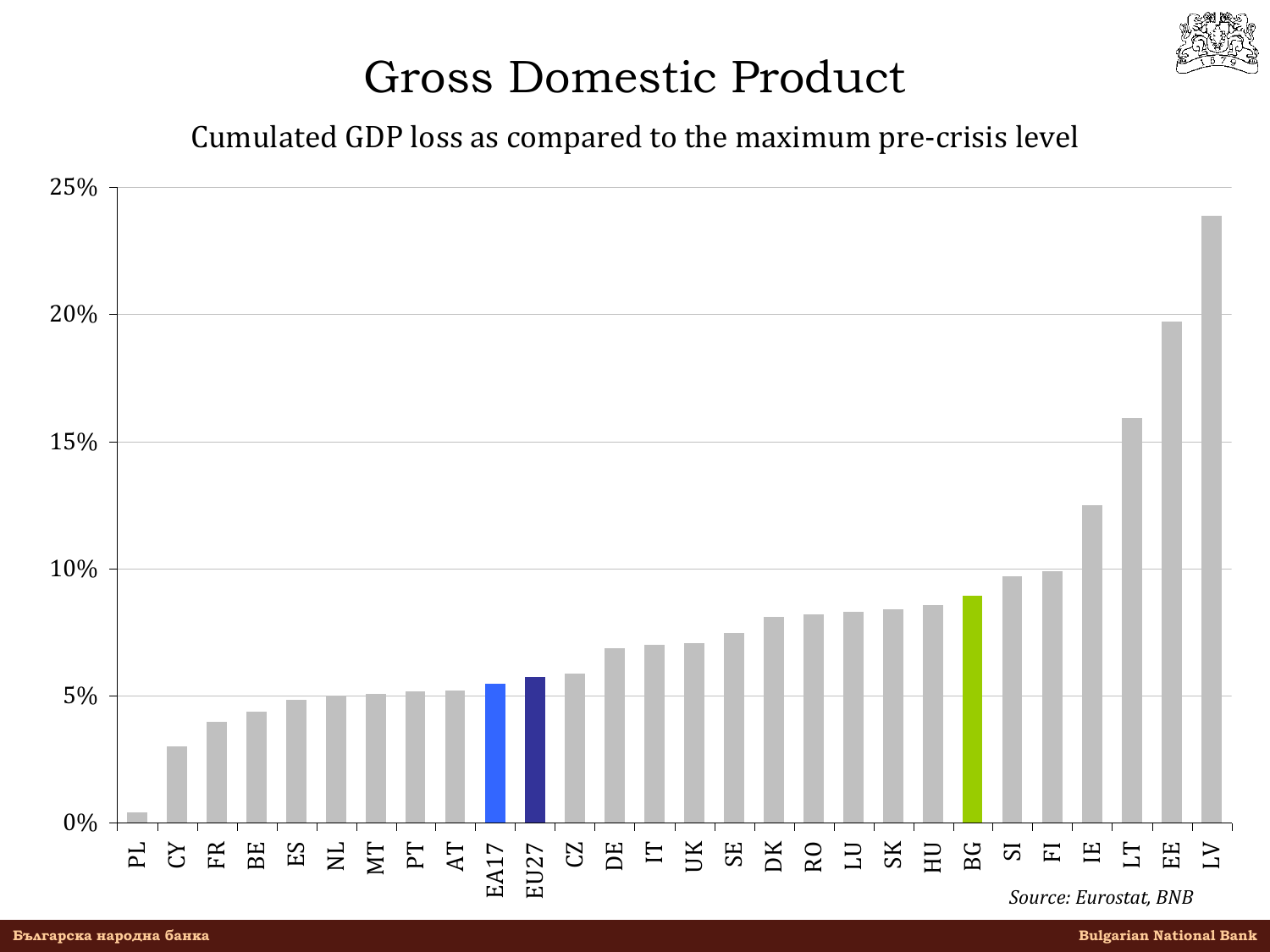# Gross Domestic Product

Cumulated GDP loss as compared to the maximum pre-crisis level

| Country | Cumulated GDP loss |
|---|---|
| PL | ~0.4% |
| CY | ~3.0% |
| FR | ~4.0% |
| BE | ~4.4% |
| ES | ~4.9% |
| NL | ~5.0% |
| MT | ~5.1% |
| PT | ~5.2% |
| AT | ~5.2% |
| EA17 | ~5.5% |
| EU27 | ~5.8% |
| CZ | ~5.9% |
| DE | ~6.9% |
| IT | ~7.0% |
| UK | ~7.1% |
| SE | ~7.5% |
| DK | ~8.1% |
| RO | ~8.2% |
| LU | ~8.3% |
| SK | ~8.4% |
| HU | ~8.6% |
| BG | ~8.9% |
| SI | ~9.7% |
| FI | ~9.9% |
| IE | ~12.5% |
| LT | ~15.9% |
| EE | ~19.7% |
| LV | ~23.9% |

*Source: Eurostat, BNB*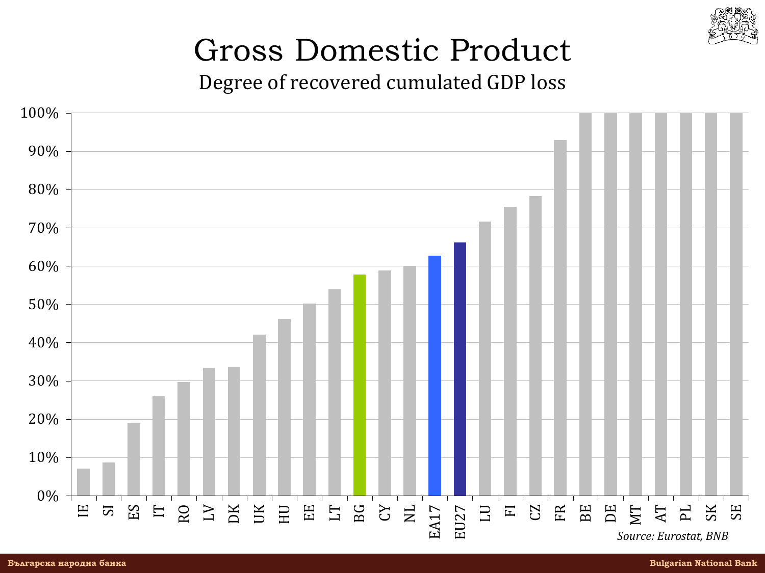# Gross Domestic Product

## Degree of recovered cumulated GDP loss

| Country | Degree of recovered cumulated GDP loss |
|---|---|
| IE | ~7% |
| SI | ~9% |
| ES | ~19% |
| IT | ~26% |
| RO | ~30% |
| LV | ~33% |
| DK | ~34% |
| UK | ~42% |
| HU | ~46% |
| EE | ~50% |
| LT | ~54% |
| BG | ~58% |
| CY | ~59% |
| NL | ~60% |
| EA17 | ~63% |
| EU27 | ~66% |
| LU | ~72% |
| FI | ~76% |
| CZ | ~78% |
| FR | ~93% |
| BE | 100% |
| DE | 100% |
| MT | 100% |
| AT | 100% |
| PL | 100% |
| SK | 100% |
| SE | 100% |

*Source: Eurostat, BNB*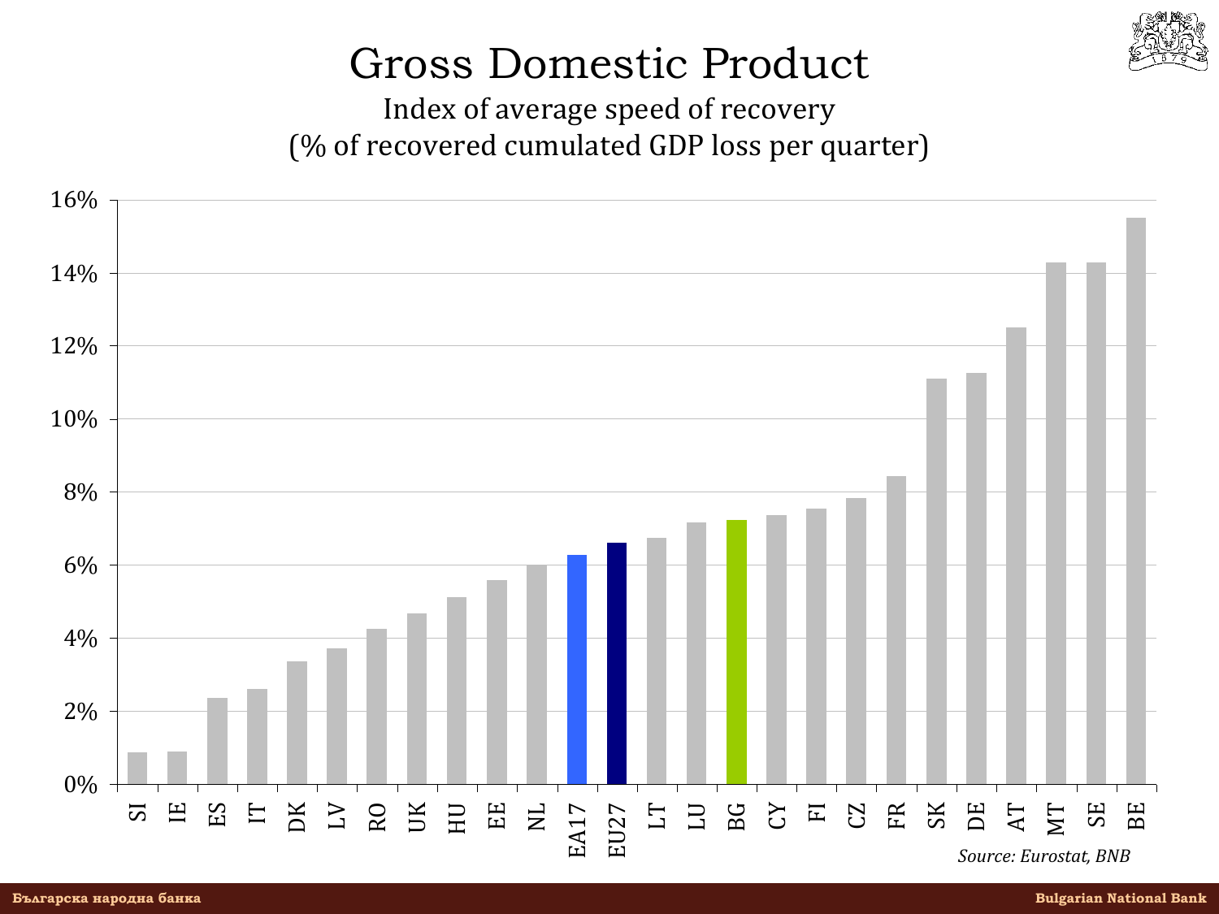# Gross Domestic Product

Index of average speed of recovery
(% of recovered cumulated GDP loss per quarter)

| Country | Value |
|---|---|
| SI | ~0.9% |
| IE | ~0.9% |
| ES | ~2.4% |
| IT | ~2.6% |
| DK | ~3.4% |
| LV | ~3.7% |
| RO | ~4.3% |
| UK | ~4.7% |
| HU | ~5.1% |
| EE | ~5.6% |
| NL | ~6.0% |
| EA17 | ~6.3% |
| EU27 | ~6.6% |
| LT | ~6.8% |
| LU | ~7.2% |
| BG | ~7.2% |
| CY | ~7.4% |
| FI | ~7.6% |
| CZ | ~7.8% |
| FR | ~8.4% |
| SK | ~11.1% |
| DE | ~11.3% |
| AT | ~12.5% |
| MT | ~14.3% |
| SE | ~14.3% |
| BE | ~15.5% |

*Source: Eurostat, BNB*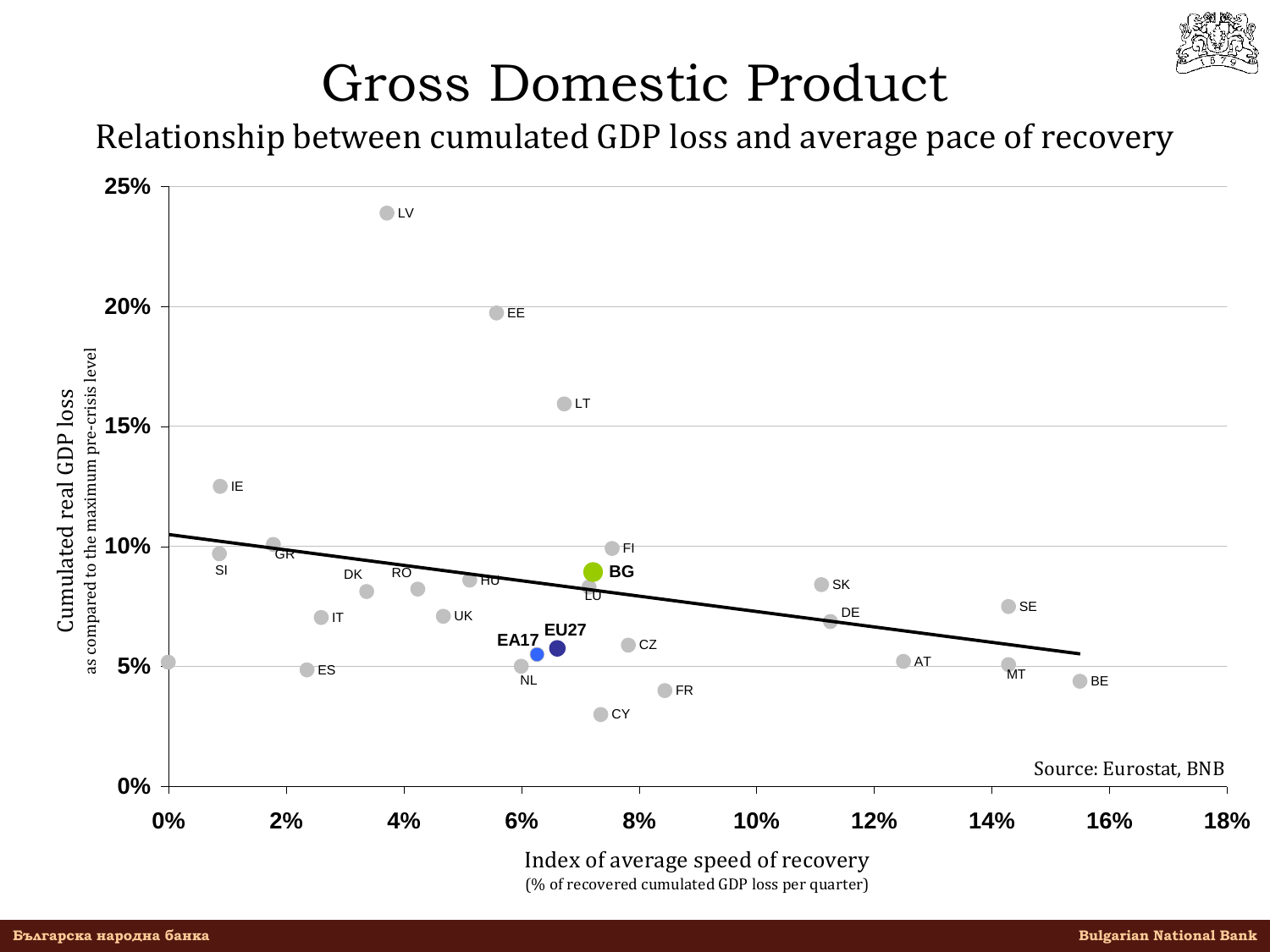# Gross Domestic Product

## Relationship between cumulated GDP loss and average pace of recovery

Cumulated real GDP loss
as compared to the maximum pre-crisis level

25%
20%
15%
10%
5%
0%

LV, EE, LT, IE, GR, SI, FI, BG, SK, DK, RO, HU, LU, SE, UK, DE, IT, EA17, EU27, CZ, AT, MT, ES, NL, BE, FR, CY

0% 2% 4% 6% 8% 10% 12% 14% 16% 18%

Index of average speed of recovery
(% of recovered cumulated GDP loss per quarter)

Source: Eurostat, BNB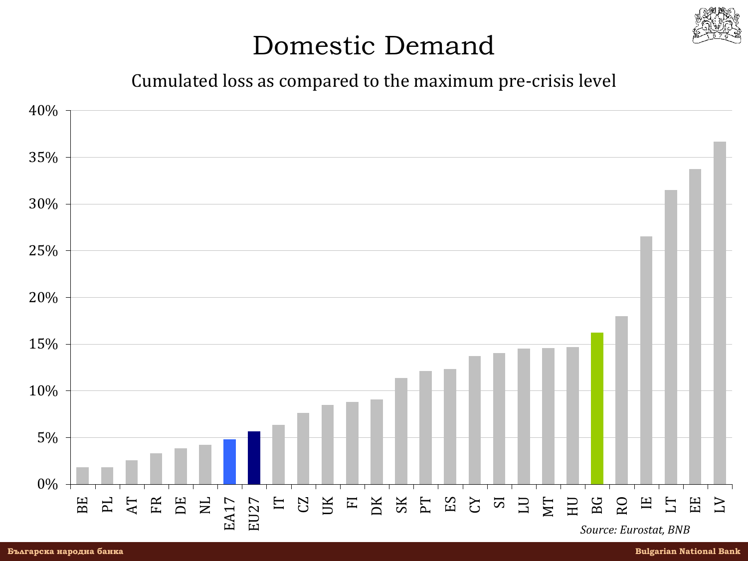# Domestic Demand

Cumulated loss as compared to the maximum pre-crisis level

| Country | Cumulated loss |
| --- | --- |
| BE | ~1.8% |
| PL | ~1.8% |
| AT | ~2.6% |
| FR | ~3.3% |
| DE | ~3.9% |
| NL | ~4.2% |
| EA17 | ~4.8% |
| EU27 | ~5.7% |
| IT | ~6.4% |
| CZ | ~7.7% |
| UK | ~8.5% |
| FI | ~8.8% |
| DK | ~9.1% |
| SK | ~11.4% |
| PT | ~12.1% |
| ES | ~12.4% |
| CY | ~13.7% |
| SI | ~14.1% |
| LU | ~14.5% |
| MT | ~14.6% |
| HU | ~14.7% |
| BG | ~16.2% |
| RO | ~18.0% |
| IE | ~26.5% |
| LT | ~31.5% |
| EE | ~33.8% |
| LV | ~36.7% |

*Source: Eurostat, BNB*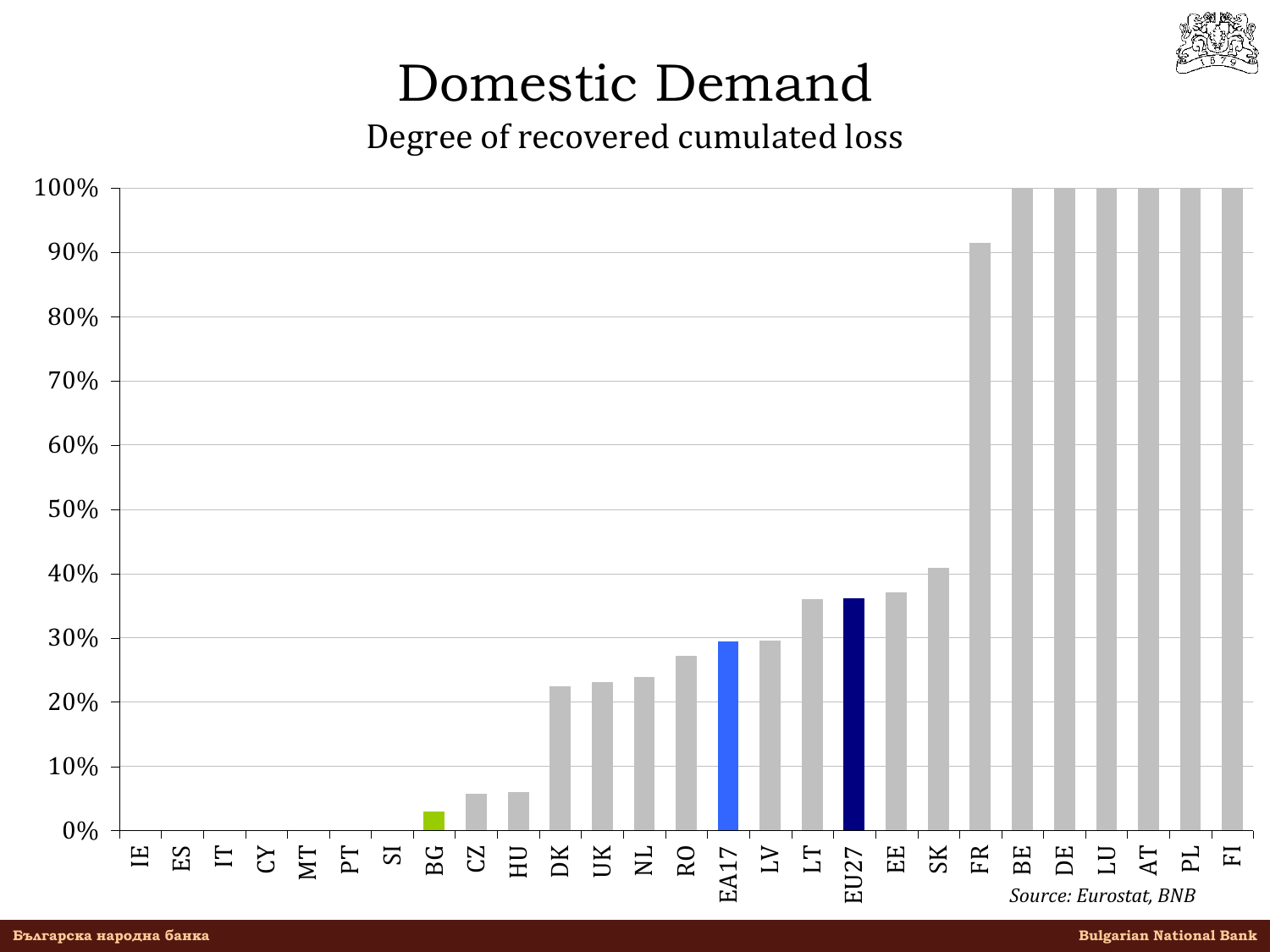# Domestic Demand

Degree of recovered cumulated loss

| Country | Degree of recovered cumulated loss |
|---|---|
| IE | 0% |
| ES | 0% |
| IT | 0% |
| CY | 0% |
| MT | 0% |
| PT | 0% |
| SI | 0% |
| BG | 3% |
| CZ | 6% |
| HU | 6% |
| DK | 22% |
| UK | 23% |
| NL | 24% |
| RO | 27% |
| EA17 | 29% |
| LV | 30% |
| LT | 36% |
| EU27 | 36% |
| EE | 37% |
| SK | 41% |
| FR | 91% |
| BE | 100% |
| DE | 100% |
| LU | 100% |
| AT | 100% |
| PL | 100% |
| FI | 100% |

*Source: Eurostat, BNB*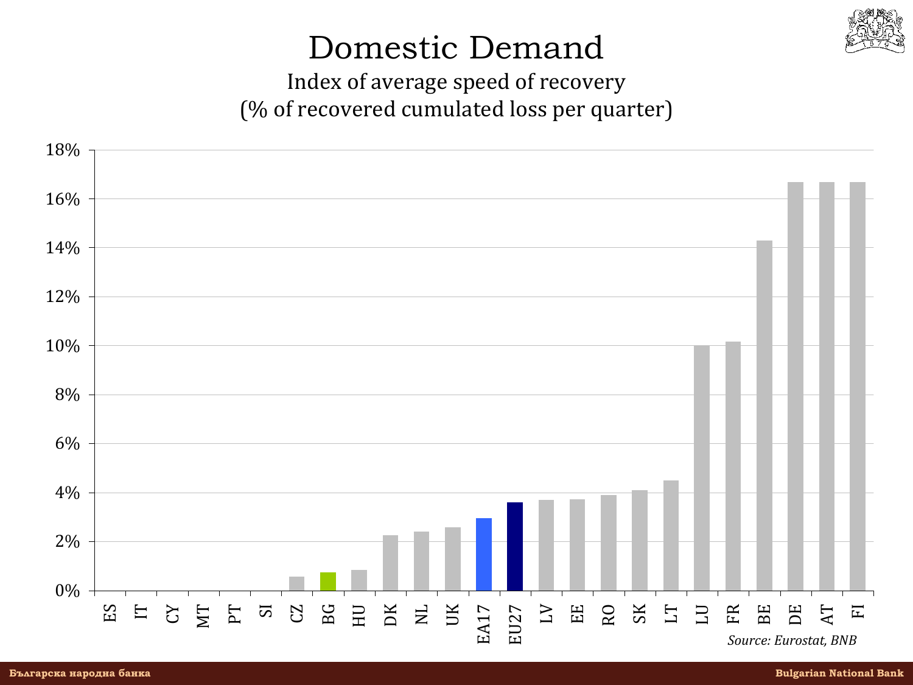# Domestic Demand

Index of average speed of recovery
(% of recovered cumulated loss per quarter)

| Country | Value |
|---|---|
| ES | 0% |
| IT | 0% |
| CY | 0% |
| MT | 0% |
| PT | 0% |
| SI | 0% |
| CZ | ~0.6% |
| BG | ~0.7% |
| HU | ~0.8% |
| DK | ~2.3% |
| NL | ~2.4% |
| UK | ~2.6% |
| EA17 | ~3.0% |
| EU27 | ~3.6% |
| LV | ~3.7% |
| EE | ~3.7% |
| RO | ~3.9% |
| SK | ~4.1% |
| LT | ~4.5% |
| LU | ~10.0% |
| FR | ~10.2% |
| BE | ~14.3% |
| DE | ~16.7% |
| AT | ~16.7% |
| FI | ~16.7% |

*Source: Eurostat, BNB*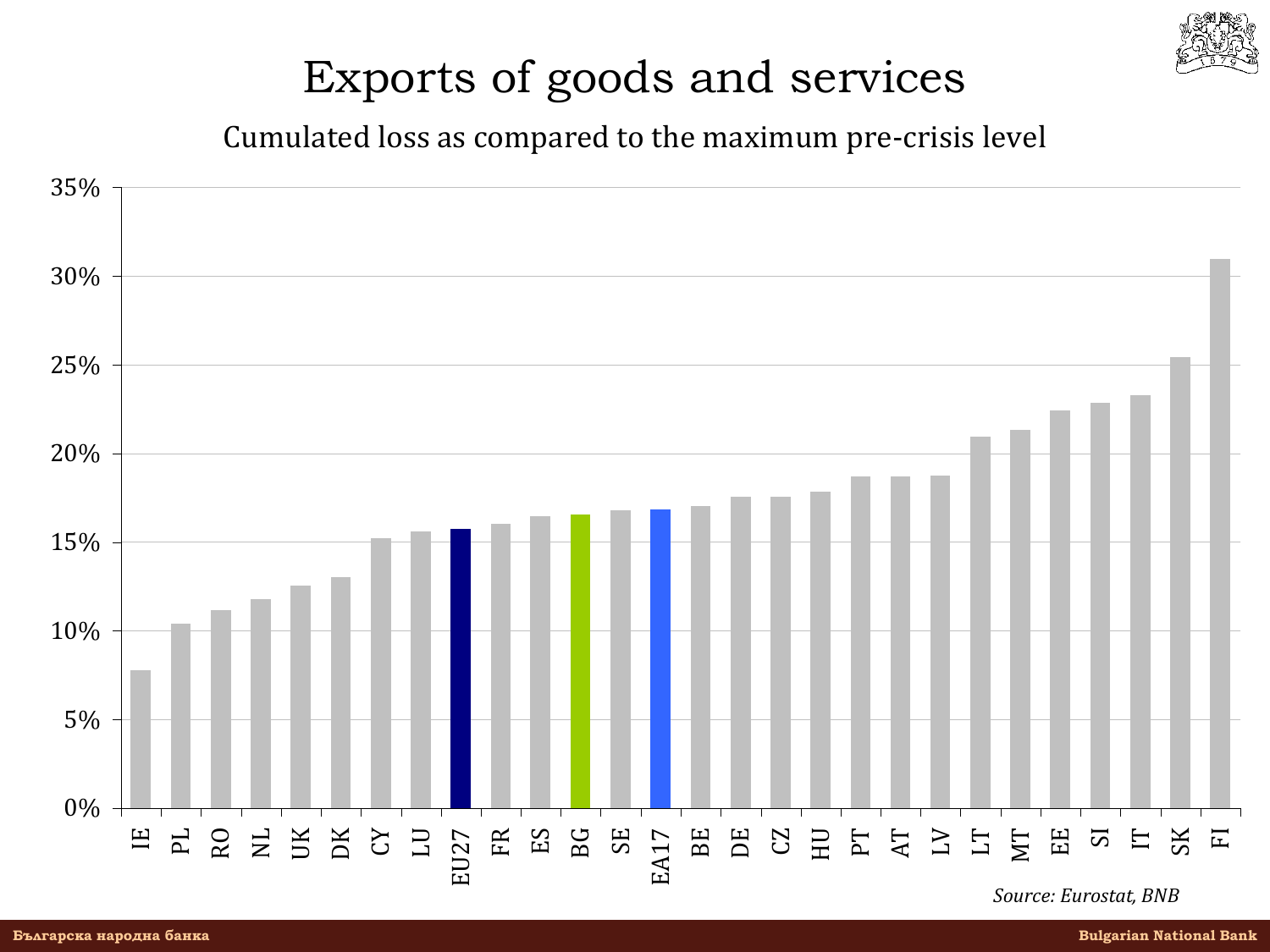# Exports of goods and services

Cumulated loss as compared to the maximum pre-crisis level

| Country | Cumulated loss |
| --- | --- |
| IE | ~7.8% |
| PL | ~10.4% |
| RO | ~11.2% |
| NL | ~11.8% |
| UK | ~12.6% |
| DK | ~13.1% |
| CY | ~15.2% |
| LU | ~15.6% |
| EU27 | ~15.8% |
| FR | ~16.0% |
| ES | ~16.5% |
| BG | ~16.6% |
| SE | ~16.8% |
| EA17 | ~16.9% |
| BE | ~17.0% |
| DE | ~17.6% |
| CZ | ~17.6% |
| HU | ~17.9% |
| PT | ~18.7% |
| AT | ~18.7% |
| LV | ~18.8% |
| LT | ~21.0% |
| MT | ~21.4% |
| EE | ~22.5% |
| SI | ~22.9% |
| IT | ~23.3% |
| SK | ~25.5% |
| FI | ~31.0% |

*Source: Eurostat, BNB*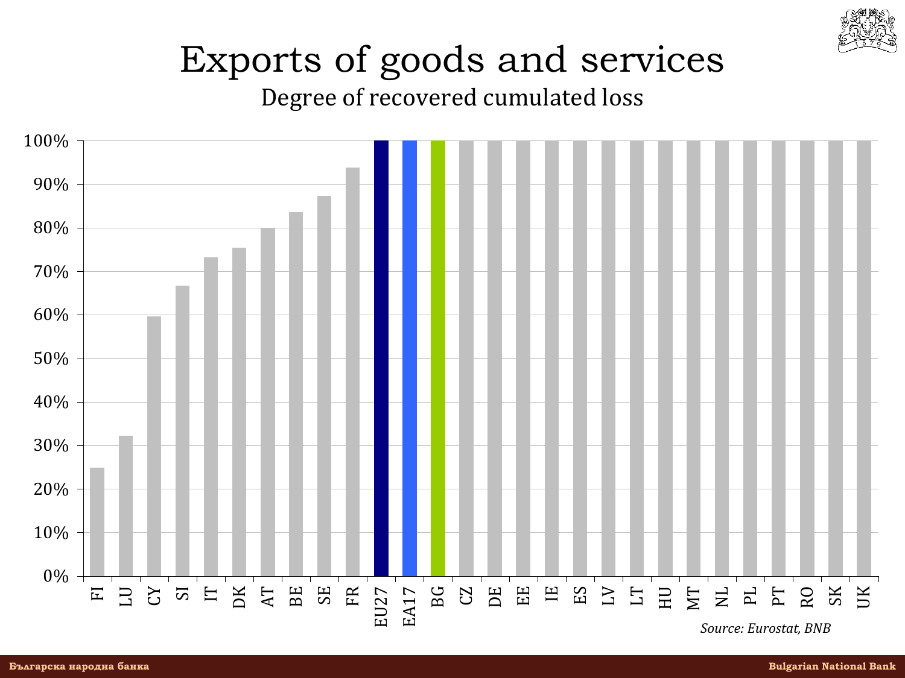# Exports of goods and services

Degree of recovered cumulated loss

| Country | Degree of recovered cumulated loss |
|---|---|
| FI | 25% |
| LU | 32% |
| CY | 60% |
| SI | 67% |
| IT | 73% |
| DK | 75% |
| AT | 80% |
| BE | 84% |
| SE | 87% |
| FR | 94% |
| EU27 | 100% |
| EA17 | 100% |
| BG | 100% |
| CZ | 100% |
| DE | 100% |
| EE | 100% |
| IE | 100% |
| ES | 100% |
| LV | 100% |
| LT | 100% |
| HU | 100% |
| MT | 100% |
| NL | 100% |
| PL | 100% |
| PT | 100% |
| RO | 100% |
| SK | 100% |
| UK | 100% |

*Source: Eurostat, BNB*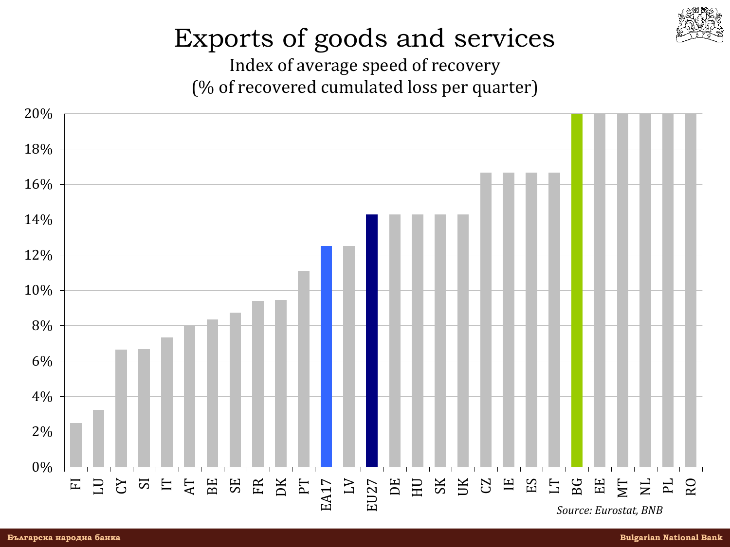# Exports of goods and services

Index of average speed of recovery
(% of recovered cumulated loss per quarter)

| Country | Value |
|---|---|
| FI | 2.5% |
| LU | 3.2% |
| CY | 6.6% |
| SI | 6.7% |
| IT | 7.3% |
| AT | 8.0% |
| BE | 8.3% |
| SE | 8.7% |
| FR | 9.4% |
| DK | 9.4% |
| PT | 11.1% |
| EA17 | 12.5% |
| LV | 12.5% |
| EU27 | 14.3% |
| DE | 14.3% |
| HU | 14.3% |
| SK | 14.3% |
| UK | 14.3% |
| CZ | 16.7% |
| IE | 16.7% |
| ES | 16.7% |
| LT | 16.7% |
| BG | 20% |
| EE | 20% |
| MT | 20% |
| NL | 20% |
| PL | 20% |
| RO | 20% |

*Source: Eurostat, BNB*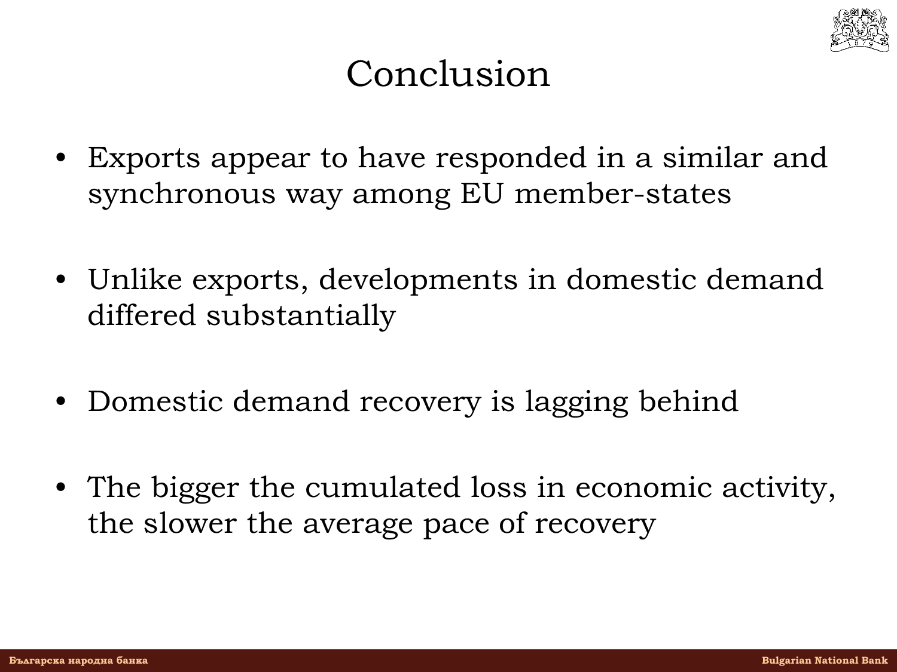# Conclusion

- Exports appear to have responded in a similar and synchronous way among EU member-states
- Unlike exports, developments in domestic demand differed substantially
- Domestic demand recovery is lagging behind
- The bigger the cumulated loss in economic activity, the slower the average pace of recovery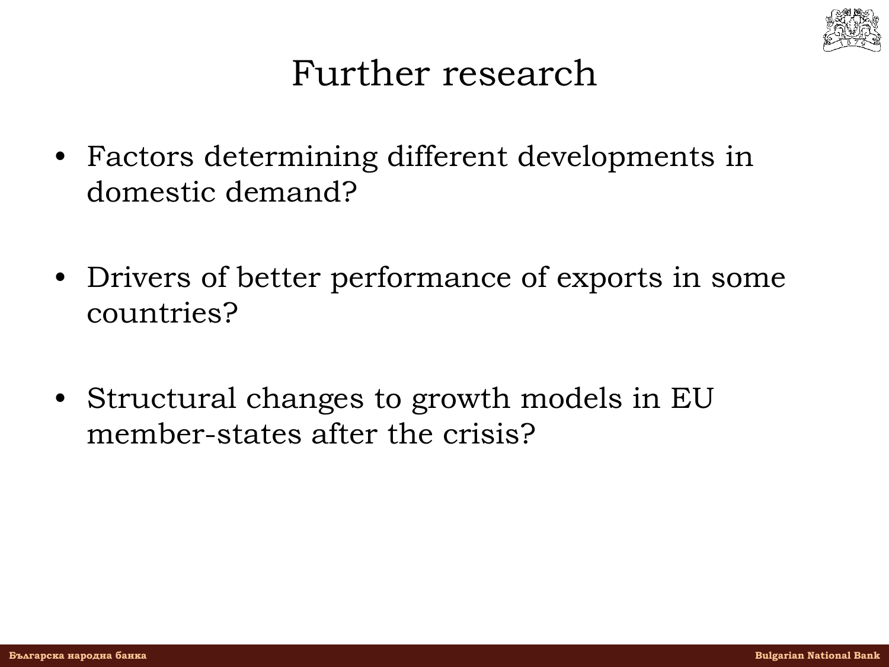# Further research

- Factors determining different developments in domestic demand?

- Drivers of better performance of exports in some countries?

- Structural changes to growth models in EU member-states after the crisis?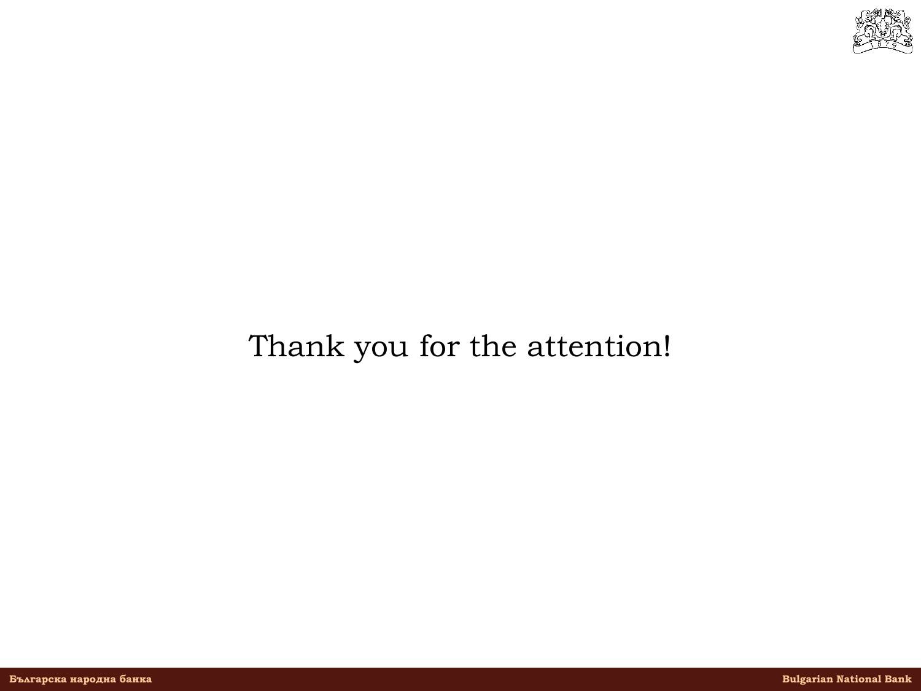Thank you for the attention!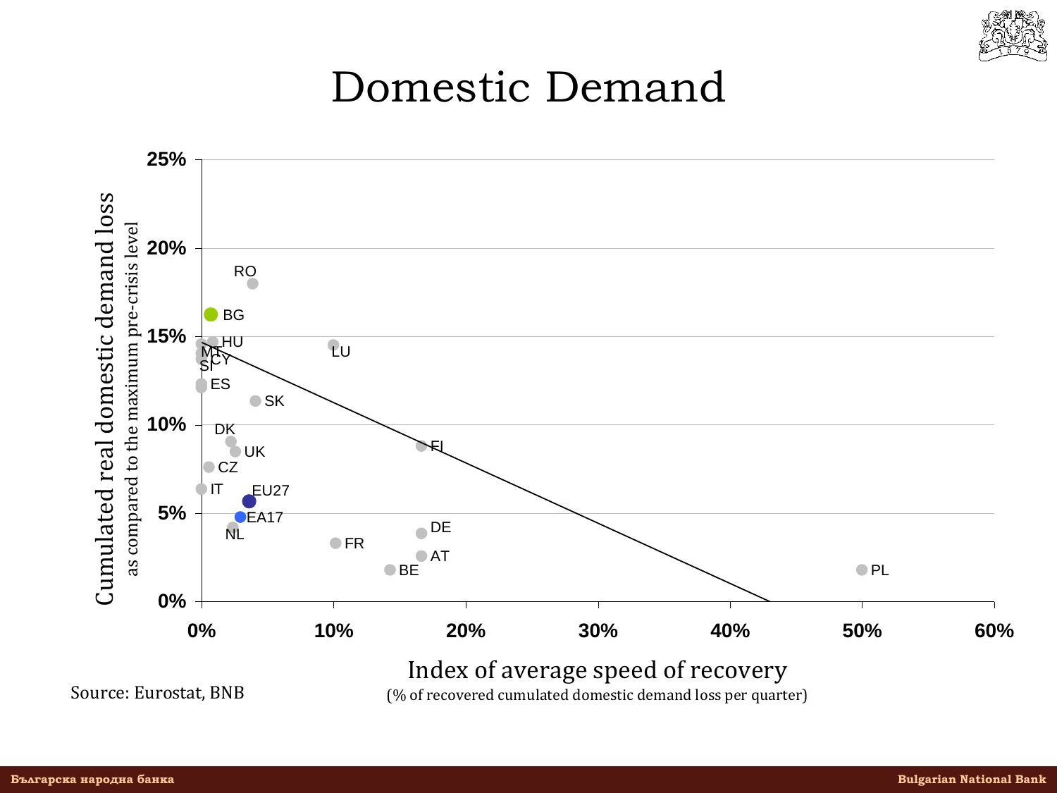# Domestic Demand

Cumulated real domestic demand loss
as compared to the maximum pre-crisis level

25%
20%
15%
10%
5%
0%

RO
BG
HU
MT
CY
SI
LU
ES
SK
DK
UK
FI
CZ
IT
EU27
EA17
NL
DE
FR
AT
BE
PL

0% 10% 20% 30% 40% 50% 60%

Index of average speed of recovery
(% of recovered cumulated domestic demand loss per quarter)

Source: Eurostat, BNB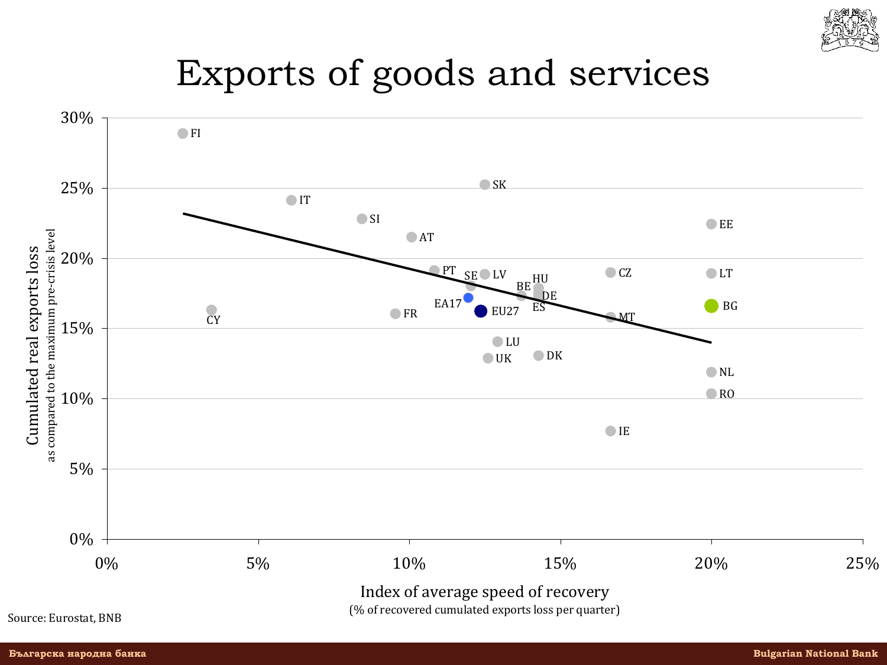# Exports of goods and services

Cumulated real exports loss
as compared to the maximum pre-crisis level

30%
25%
20%
15%
10%
5%
0%

FI
SK
IT
SI
AT
EE
PT
SE
LV
HU
CZ
LT
BE
DE
EA17
ES
EU27
BG
CY
FR
MT
LU
UK
DK
NL
RO
IE

0%
5%
10%
15%
20%
25%

Index of average speed of recovery
(% of recovered cumulated exports loss per quarter)

Source: Eurostat, BNB